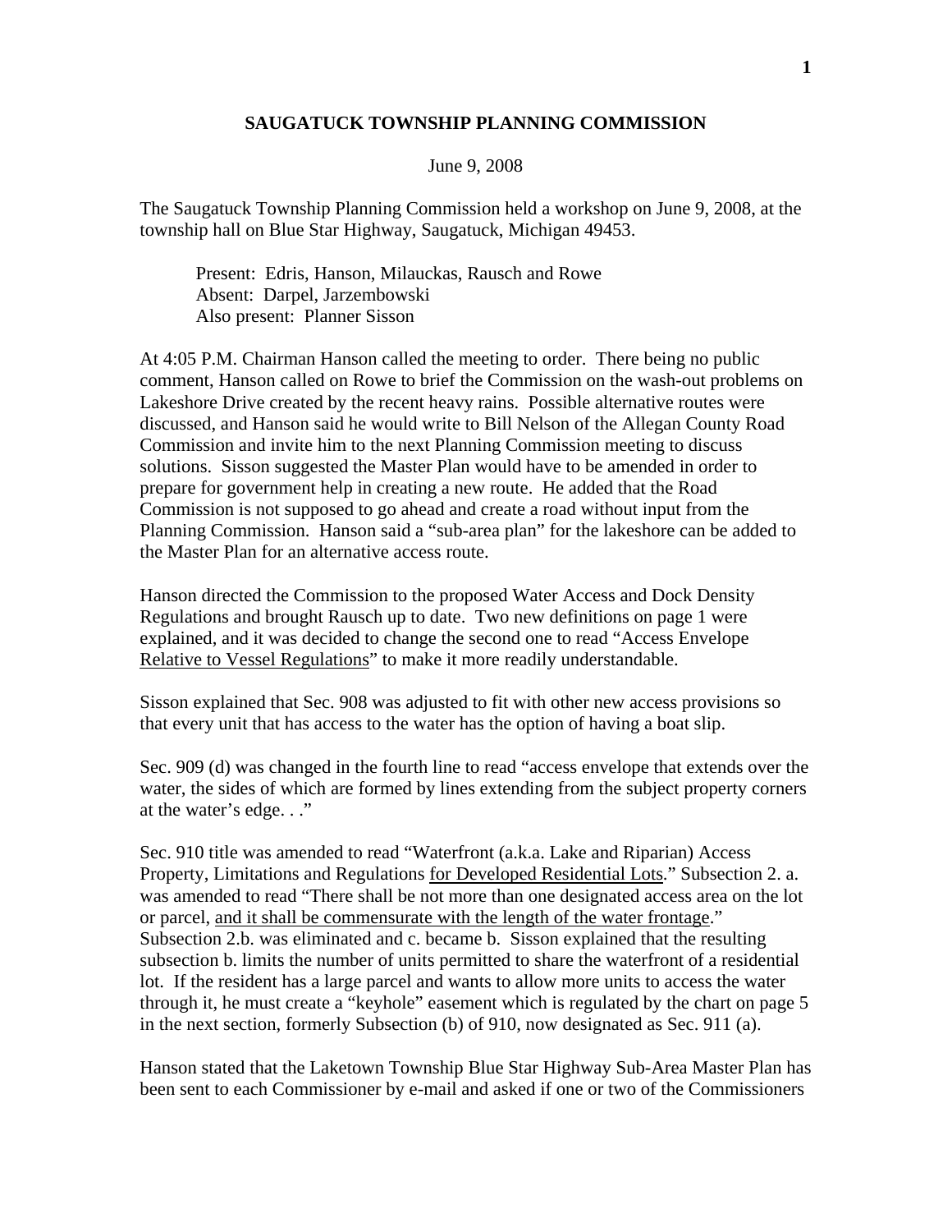# SAUGATUCK TOWNSHIP PLANNING COMMISSION

June 9, 2008

The Saugatuck Township Planning Commission held a workshop on June 9, 2008, at the township hall on Blue Star Highway, Saugatuck, Michigan 49453.

> Present: Edris, Hanson, Milauckas, Rausch and Rowe
> Absent: Darpel, Jarzembowski
> Also present: Planner Sisson

At 4:05 P.M. Chairman Hanson called the meeting to order. There being no public comment, Hanson called on Rowe to brief the Commission on the wash-out problems on Lakeshore Drive created by the recent heavy rains. Possible alternative routes were discussed, and Hanson said he would write to Bill Nelson of the Allegan County Road Commission and invite him to the next Planning Commission meeting to discuss solutions. Sisson suggested the Master Plan would have to be amended in order to prepare for government help in creating a new route. He added that the Road Commission is not supposed to go ahead and create a road without input from the Planning Commission. Hanson said a "sub-area plan" for the lakeshore can be added to the Master Plan for an alternative access route.

Hanson directed the Commission to the proposed Water Access and Dock Density Regulations and brought Rausch up to date. Two new definitions on page 1 were explained, and it was decided to change the second one to read "Access Envelope <u>Relative to Vessel Regulations</u>" to make it more readily understandable.

Sisson explained that Sec. 908 was adjusted to fit with other new access provisions so that every unit that has access to the water has the option of having a boat slip.

Sec. 909 (d) was changed in the fourth line to read "access envelope that extends over the water, the sides of which are formed by lines extending from the subject property corners at the water's edge. . ."

Sec. 910 title was amended to read "Waterfront (a.k.a. Lake and Riparian) Access Property, Limitations and Regulations <u>for Developed Residential Lots</u>." Subsection 2. a. was amended to read "There shall be not more than one designated access area on the lot or parcel, <u>and it shall be commensurate with the length of the water frontage</u>." Subsection 2.b. was eliminated and c. became b. Sisson explained that the resulting subsection b. limits the number of units permitted to share the waterfront of a residential lot. If the resident has a large parcel and wants to allow more units to access the water through it, he must create a "keyhole" easement which is regulated by the chart on page 5 in the next section, formerly Subsection (b) of 910, now designated as Sec. 911 (a).

Hanson stated that the Laketown Township Blue Star Highway Sub-Area Master Plan has been sent to each Commissioner by e-mail and asked if one or two of the Commissioners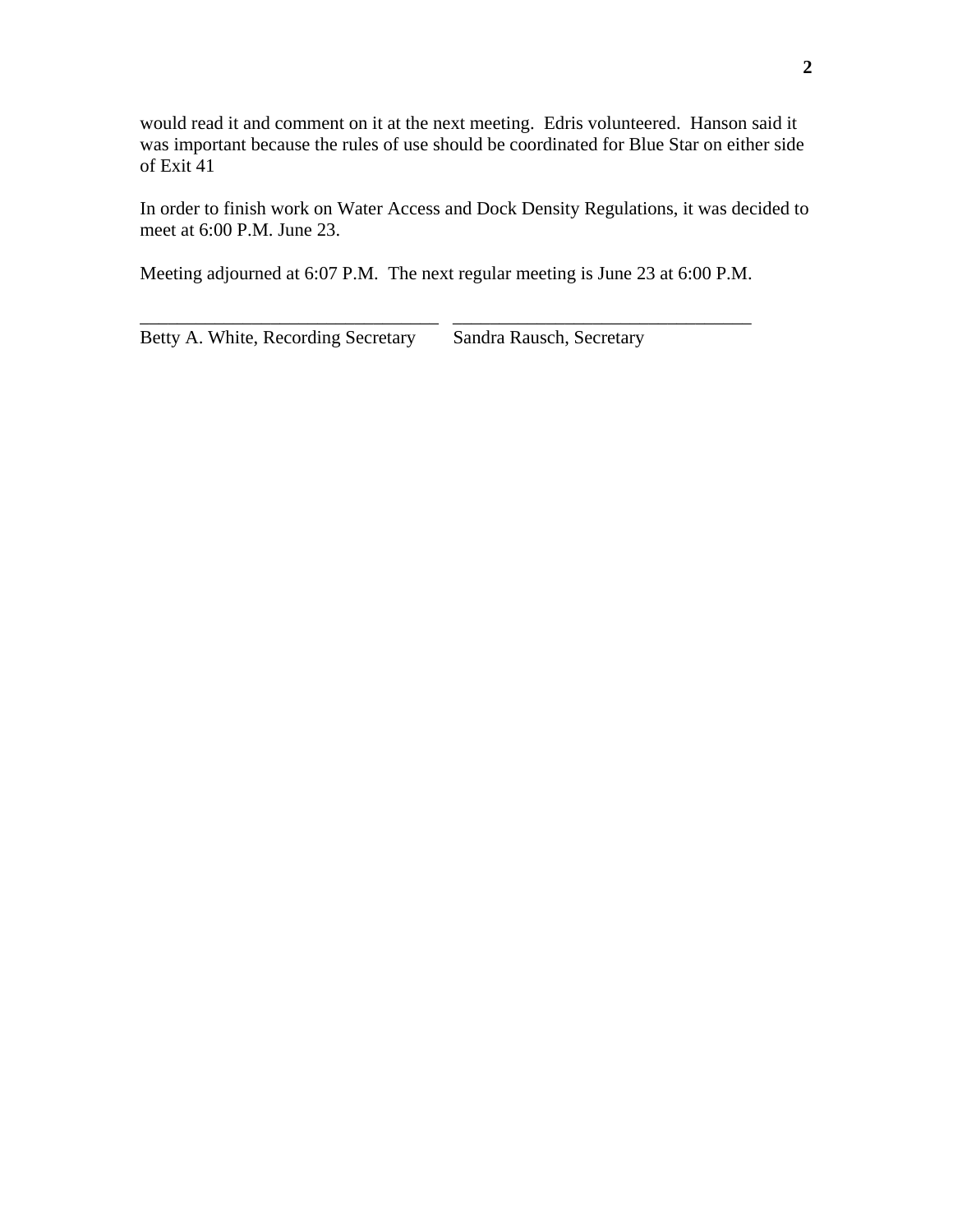would read it and comment on it at the next meeting. Edris volunteered. Hanson said it was important because the rules of use should be coordinated for Blue Star on either side of Exit 41

In order to finish work on Water Access and Dock Density Regulations, it was decided to meet at 6:00 P.M. June 23.

Meeting adjourned at 6:07 P.M. The next regular meeting is June 23 at 6:00 P.M.

________________________________ ________________________________

Betty A. White, Recording Secretary     Sandra Rausch, Secretary